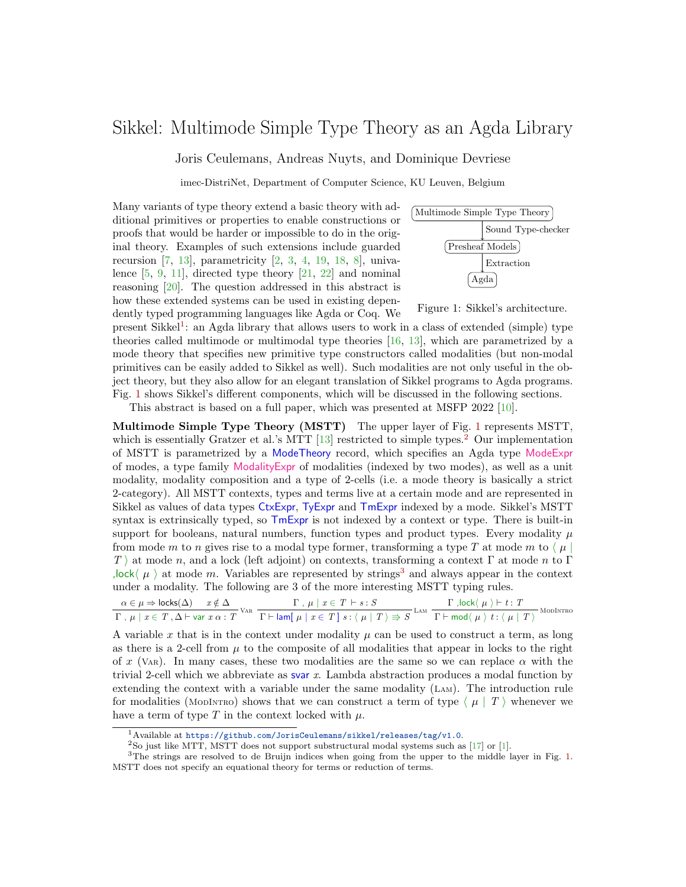# Sikkel: Multimode Simple Type Theory as an Agda Library

Joris Ceulemans, Andreas Nuyts, and Dominique Devriese

imec-DistriNet, Department of Computer Science, KU Leuven, Belgium

Many variants of type theory extend a basic theory with additional primitives or properties to enable constructions or proofs that would be harder or impossible to do in the original theory. Examples of such extensions include guarded recursion [7, 13], parametricity [2, 3, 4, 19, 18, 8], univalence [5, 9, 11], directed type theory [21, 22] and nominal reasoning [20]. The question addressed in this abstract is how these extended systems can be used in existing dependently typed programming languages like Agda or Coq. We present Sikkel[1]: an Agda library that allows users to work in a class of extended (simple) type theories called multimode or multimodal type theories [16, 13], which are parametrized by a mode theory that specifies new primitive type constructors called modalities (but non-modal primitives can be easily added to Sikkel as well). Such modalities are not only useful in the object theory, but they also allow for an elegant translation of Sikkel programs to Agda programs. Fig. 1 shows Sikkel's different components, which will be discussed in the following sections.

Multimode Simple Type Theory → (Sound Type-checker) → Presheaf Models → (Extraction) → Agda

Figure 1: Sikkel's architecture.

This abstract is based on a full paper, which was presented at MSFP 2022 [10].

**Multimode Simple Type Theory (MSTT)** The upper layer of Fig. 1 represents MSTT, which is essentially Gratzer et al.'s MTT [13] restricted to simple types.[2] Our implementation of MSTT is parametrized by a ModeTheory record, which specifies an Agda type ModeExpr of modes, a type family ModalityExpr of modalities (indexed by two modes), as well as a unit modality, modality composition and a type of 2-cells (i.e. a mode theory is basically a strict 2-category). All MSTT contexts, types and terms live at a certain mode and are represented in Sikkel as values of data types CtxExpr, TyExpr and TmExpr indexed by a mode. Sikkel's MSTT syntax is extrinsically typed, so TmExpr is not indexed by a context or type. There is built-in support for booleans, natural numbers, function types and product types. Every modality $\mu$ from mode $m$ to $n$ gives rise to a modal type former, transforming a type $T$ at mode $m$ to $\langle\ \mu \mid T\ \rangle$ at mode $n$, and a lock (left adjoint) on contexts, transforming a context $\Gamma$ at mode $n$ to $\Gamma$ $,\mathsf{lock}\langle\ \mu\ \rangle$ at mode $m$. Variables are represented by strings[3] and always appear in the context under a modality. The following are 3 of the more interesting MSTT typing rules.

$$\frac{\alpha \in \mu \Rightarrow \mathsf{locks}(\Delta) \qquad x \notin \Delta}{\Gamma\ ,\ \mu \mid x \in T\ , \Delta \vdash \mathsf{var}\ x\ \alpha : T}\ \textsc{Var} \qquad \frac{\Gamma\ ,\ \mu \mid x \in T \vdash s : S}{\Gamma \vdash \mathsf{lam}[\ \mu \mid x \in T\ ]\ s : \langle\ \mu \mid T\ \rangle \Rrightarrow S}\ \textsc{Lam} \qquad \frac{\Gamma\ ,\mathsf{lock}\langle\ \mu\ \rangle \vdash t : T}{\Gamma \vdash \mathsf{mod}\langle\ \mu\ \rangle\ t : \langle\ \mu \mid T\ \rangle}\ \textsc{ModIntro}$$

A variable $x$ that is in the context under modality $\mu$ can be used to construct a term, as long as there is a 2-cell from $\mu$ to the composite of all modalities that appear in locks to the right of $x$ (Var). In many cases, these two modalities are the same so we can replace $\alpha$ with the trivial 2-cell which we abbreviate as svar $x$. Lambda abstraction produces a modal function by extending the context with a variable under the same modality (Lam). The introduction rule for modalities (ModIntro) shows that we can construct a term of type $\langle\ \mu \mid T\ \rangle$ whenever we have a term of type $T$ in the context locked with $\mu$.

---

[1] Available at https://github.com/JorisCeulemans/sikkel/releases/tag/v1.0.

[2] So just like MTT, MSTT does not support substructural modal systems such as [17] or [1].

[3] The strings are resolved to de Bruijn indices when going from the upper to the middle layer in Fig. 1. MSTT does not specify an equational theory for terms or reduction of terms.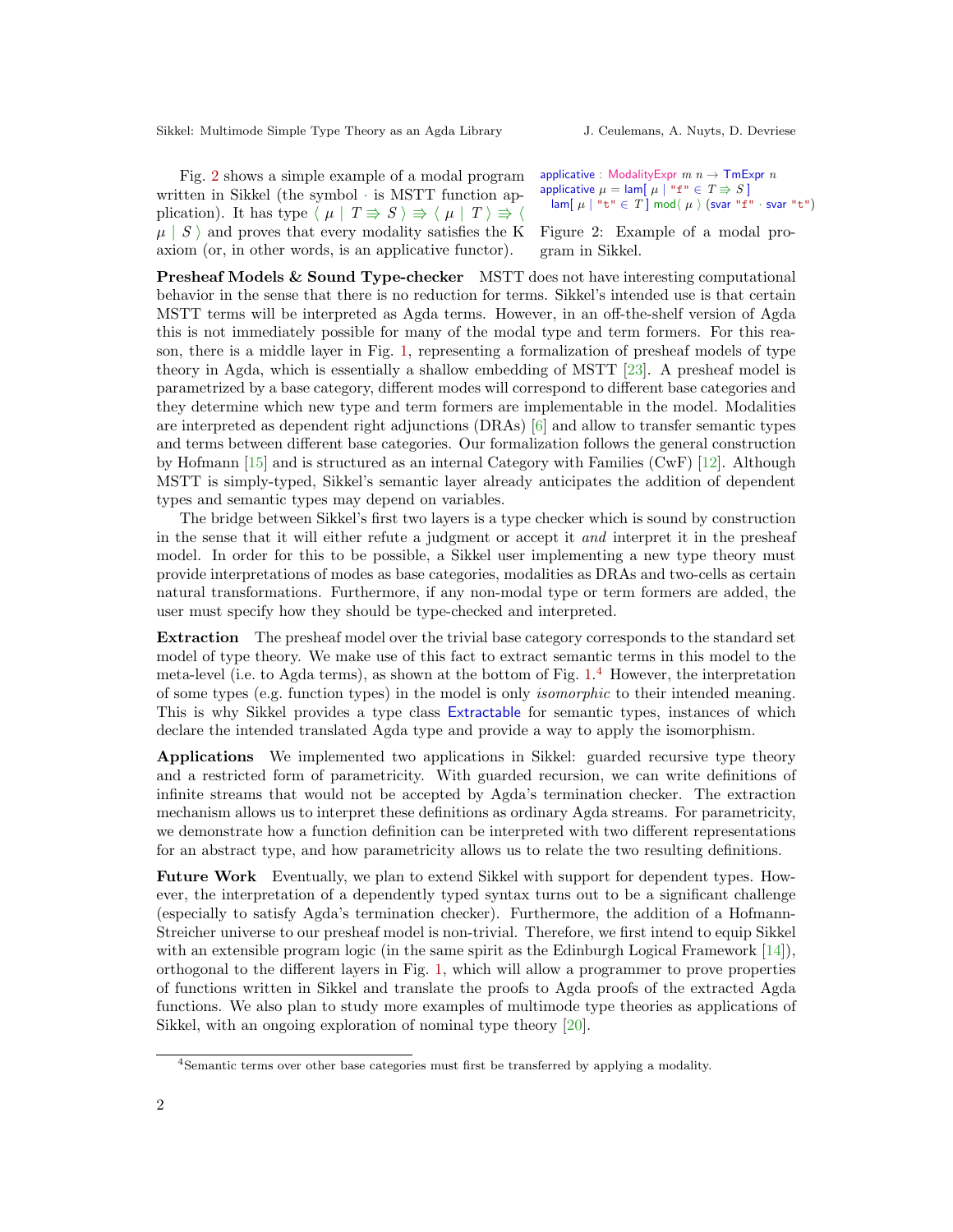Fig. 2 shows a simple example of a modal program written in Sikkel (the symbol · is MSTT function application). It has type $\langle\ \mu \mid T \Rrightarrow S\ \rangle \Rrightarrow \langle\ \mu \mid T\ \rangle \Rrightarrow \langle\ \mu \mid S\ \rangle$ and proves that every modality satisfies the K axiom (or, in other words, is an applicative functor).

```
applicative : ModalityExpr m n → TmExpr n
applicative μ = lam[ μ | "f" ∈ T ⇛ S ]
  lam[ μ | "t" ∈ T ] mod⟨ μ ⟩ (svar "f" · svar "t")
```

Figure 2: Example of a modal program in Sikkel.

**Presheaf Models & Sound Type-checker** MSTT does not have interesting computational behavior in the sense that there is no reduction for terms. Sikkel's intended use is that certain MSTT terms will be interpreted as Agda terms. However, in an off-the-shelf version of Agda this is not immediately possible for many of the modal type and term formers. For this reason, there is a middle layer in Fig. 1, representing a formalization of presheaf models of type theory in Agda, which is essentially a shallow embedding of MSTT [23]. A presheaf model is parametrized by a base category, different modes will correspond to different base categories and they determine which new type and term formers are implementable in the model. Modalities are interpreted as dependent right adjunctions (DRAs) [6] and allow to transfer semantic types and terms between different base categories. Our formalization follows the general construction by Hofmann [15] and is structured as an internal Category with Families (CwF) [12]. Although MSTT is simply-typed, Sikkel's semantic layer already anticipates the addition of dependent types and semantic types may depend on variables.

The bridge between Sikkel's first two layers is a type checker which is sound by construction in the sense that it will either refute a judgment or accept it *and* interpret it in the presheaf model. In order for this to be possible, a Sikkel user implementing a new type theory must provide interpretations of modes as base categories, modalities as DRAs and two-cells as certain natural transformations. Furthermore, if any non-modal type or term formers are added, the user must specify how they should be type-checked and interpreted.

**Extraction** The presheaf model over the trivial base category corresponds to the standard set model of type theory. We make use of this fact to extract semantic terms in this model to the meta-level (i.e. to Agda terms), as shown at the bottom of Fig. 1.[4] However, the interpretation of some types (e.g. function types) in the model is only *isomorphic* to their intended meaning. This is why Sikkel provides a type class Extractable for semantic types, instances of which declare the intended translated Agda type and provide a way to apply the isomorphism.

**Applications** We implemented two applications in Sikkel: guarded recursive type theory and a restricted form of parametricity. With guarded recursion, we can write definitions of infinite streams that would not be accepted by Agda's termination checker. The extraction mechanism allows us to interpret these definitions as ordinary Agda streams. For parametricity, we demonstrate how a function definition can be interpreted with two different representations for an abstract type, and how parametricity allows us to relate the two resulting definitions.

**Future Work** Eventually, we plan to extend Sikkel with support for dependent types. However, the interpretation of a dependently typed syntax turns out to be a significant challenge (especially to satisfy Agda's termination checker). Furthermore, the addition of a Hofmann-Streicher universe to our presheaf model is non-trivial. Therefore, we first intend to equip Sikkel with an extensible program logic (in the same spirit as the Edinburgh Logical Framework [14]), orthogonal to the different layers in Fig. 1, which will allow a programmer to prove properties of functions written in Sikkel and translate the proofs to Agda proofs of the extracted Agda functions. We also plan to study more examples of multimode type theories as applications of Sikkel, with an ongoing exploration of nominal type theory [20].

[4] Semantic terms over other base categories must first be transferred by applying a modality.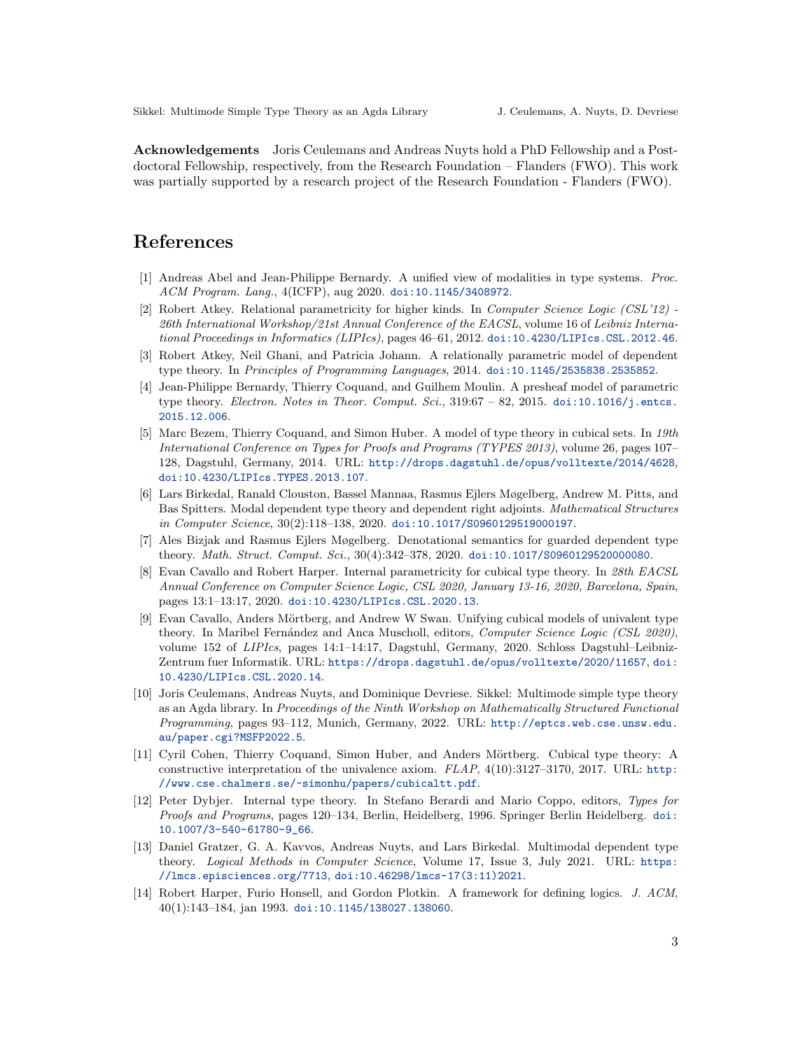**Acknowledgements** Joris Ceulemans and Andreas Nuyts hold a PhD Fellowship and a Postdoctoral Fellowship, respectively, from the Research Foundation – Flanders (FWO). This work was partially supported by a research project of the Research Foundation - Flanders (FWO).

# References

[1] Andreas Abel and Jean-Philippe Bernardy. A unified view of modalities in type systems. *Proc. ACM Program. Lang.*, 4(ICFP), aug 2020. doi:10.1145/3408972.

[2] Robert Atkey. Relational parametricity for higher kinds. In *Computer Science Logic (CSL'12) - 26th International Workshop/21st Annual Conference of the EACSL*, volume 16 of *Leibniz International Proceedings in Informatics (LIPIcs)*, pages 46–61, 2012. doi:10.4230/LIPIcs.CSL.2012.46.

[3] Robert Atkey, Neil Ghani, and Patricia Johann. A relationally parametric model of dependent type theory. In *Principles of Programming Languages*, 2014. doi:10.1145/2535838.2535852.

[4] Jean-Philippe Bernardy, Thierry Coquand, and Guilhem Moulin. A presheaf model of parametric type theory. *Electron. Notes in Theor. Comput. Sci.*, 319:67 – 82, 2015. doi:10.1016/j.entcs.2015.12.006.

[5] Marc Bezem, Thierry Coquand, and Simon Huber. A model of type theory in cubical sets. In *19th International Conference on Types for Proofs and Programs (TYPES 2013)*, volume 26, pages 107–128, Dagstuhl, Germany, 2014. URL: http://drops.dagstuhl.de/opus/volltexte/2014/4628, doi:10.4230/LIPIcs.TYPES.2013.107.

[6] Lars Birkedal, Ranald Clouston, Bassel Mannaa, Rasmus Ejlers Møgelberg, Andrew M. Pitts, and Bas Spitters. Modal dependent type theory and dependent right adjoints. *Mathematical Structures in Computer Science*, 30(2):118–138, 2020. doi:10.1017/S0960129519000197.

[7] Ales Bizjak and Rasmus Ejlers Møgelberg. Denotational semantics for guarded dependent type theory. *Math. Struct. Comput. Sci.*, 30(4):342–378, 2020. doi:10.1017/S0960129520000080.

[8] Evan Cavallo and Robert Harper. Internal parametricity for cubical type theory. In *28th EACSL Annual Conference on Computer Science Logic, CSL 2020, January 13-16, 2020, Barcelona, Spain*, pages 13:1–13:17, 2020. doi:10.4230/LIPIcs.CSL.2020.13.

[9] Evan Cavallo, Anders Mörtberg, and Andrew W Swan. Unifying cubical models of univalent type theory. In Maribel Fernández and Anca Muscholl, editors, *Computer Science Logic (CSL 2020)*, volume 152 of *LIPIcs*, pages 14:1–14:17, Dagstuhl, Germany, 2020. Schloss Dagstuhl–Leibniz-Zentrum fuer Informatik. URL: https://drops.dagstuhl.de/opus/volltexte/2020/11657, doi:10.4230/LIPIcs.CSL.2020.14.

[10] Joris Ceulemans, Andreas Nuyts, and Dominique Devriese. Sikkel: Multimode simple type theory as an Agda library. In *Proceedings of the Ninth Workshop on Mathematically Structured Functional Programming*, pages 93–112, Munich, Germany, 2022. URL: http://eptcs.web.cse.unsw.edu.au/paper.cgi?MSFP2022.5.

[11] Cyril Cohen, Thierry Coquand, Simon Huber, and Anders Mörtberg. Cubical type theory: A constructive interpretation of the univalence axiom. *FLAP*, 4(10):3127–3170, 2017. URL: http://www.cse.chalmers.se/~simonhu/papers/cubicaltt.pdf.

[12] Peter Dybjer. Internal type theory. In Stefano Berardi and Mario Coppo, editors, *Types for Proofs and Programs*, pages 120–134, Berlin, Heidelberg, 1996. Springer Berlin Heidelberg. doi:10.1007/3-540-61780-9_66.

[13] Daniel Gratzer, G. A. Kavvos, Andreas Nuyts, and Lars Birkedal. Multimodal dependent type theory. *Logical Methods in Computer Science*, Volume 17, Issue 3, July 2021. URL: https://lmcs.episciences.org/7713, doi:10.46298/lmcs-17(3:11)2021.

[14] Robert Harper, Furio Honsell, and Gordon Plotkin. A framework for defining logics. *J. ACM*, 40(1):143–184, jan 1993. doi:10.1145/138027.138060.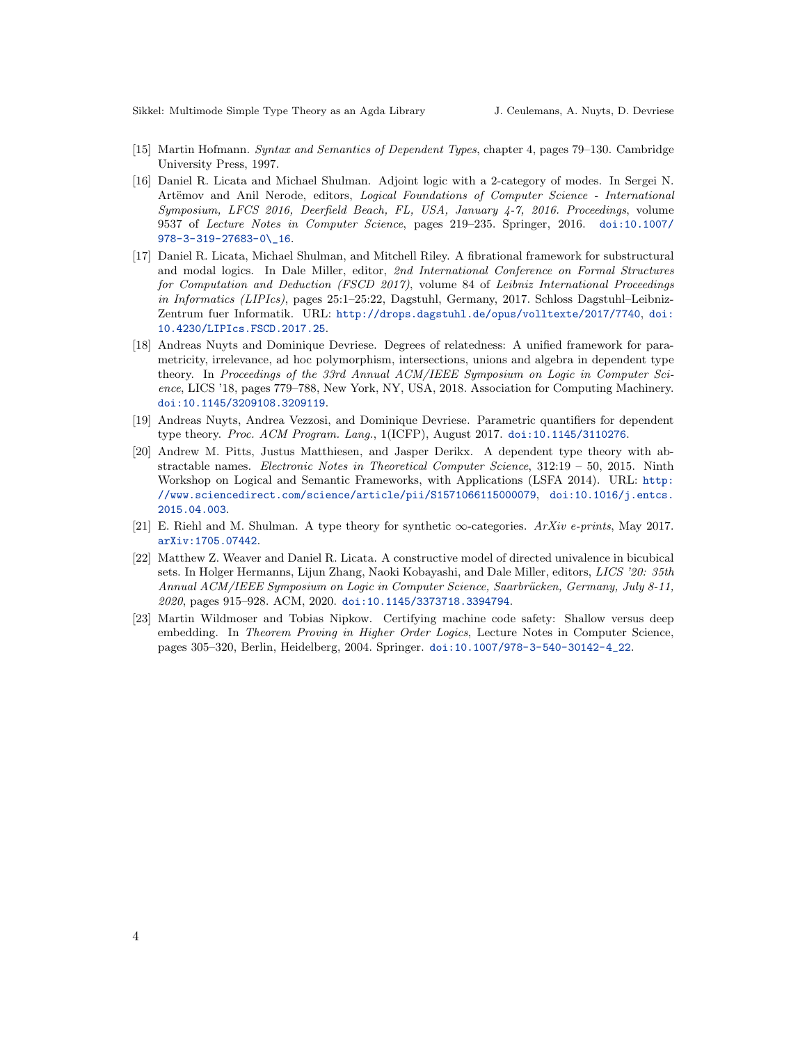[15] Martin Hofmann. *Syntax and Semantics of Dependent Types*, chapter 4, pages 79–130. Cambridge University Press, 1997.

[16] Daniel R. Licata and Michael Shulman. Adjoint logic with a 2-category of modes. In Sergei N. Artëmov and Anil Nerode, editors, *Logical Foundations of Computer Science - International Symposium, LFCS 2016, Deerfield Beach, FL, USA, January 4-7, 2016. Proceedings*, volume 9537 of *Lecture Notes in Computer Science*, pages 219–235. Springer, 2016. doi:10.1007/978-3-319-27683-0\_16.

[17] Daniel R. Licata, Michael Shulman, and Mitchell Riley. A fibrational framework for substructural and modal logics. In Dale Miller, editor, *2nd International Conference on Formal Structures for Computation and Deduction (FSCD 2017)*, volume 84 of *Leibniz International Proceedings in Informatics (LIPIcs)*, pages 25:1–25:22, Dagstuhl, Germany, 2017. Schloss Dagstuhl–Leibniz-Zentrum fuer Informatik. URL: http://drops.dagstuhl.de/opus/volltexte/2017/7740, doi:10.4230/LIPIcs.FSCD.2017.25.

[18] Andreas Nuyts and Dominique Devriese. Degrees of relatedness: A unified framework for parametricity, irrelevance, ad hoc polymorphism, intersections, unions and algebra in dependent type theory. In *Proceedings of the 33rd Annual ACM/IEEE Symposium on Logic in Computer Science*, LICS '18, pages 779–788, New York, NY, USA, 2018. Association for Computing Machinery. doi:10.1145/3209108.3209119.

[19] Andreas Nuyts, Andrea Vezzosi, and Dominique Devriese. Parametric quantifiers for dependent type theory. *Proc. ACM Program. Lang.*, 1(ICFP), August 2017. doi:10.1145/3110276.

[20] Andrew M. Pitts, Justus Matthiesen, and Jasper Derikx. A dependent type theory with abstractable names. *Electronic Notes in Theoretical Computer Science*, 312:19 – 50, 2015. Ninth Workshop on Logical and Semantic Frameworks, with Applications (LSFA 2014). URL: http://www.sciencedirect.com/science/article/pii/S1571066115000079, doi:10.1016/j.entcs.2015.04.003.

[21] E. Riehl and M. Shulman. A type theory for synthetic $\infty$-categories. *ArXiv e-prints*, May 2017. arXiv:1705.07442.

[22] Matthew Z. Weaver and Daniel R. Licata. A constructive model of directed univalence in bicubical sets. In Holger Hermanns, Lijun Zhang, Naoki Kobayashi, and Dale Miller, editors, *LICS '20: 35th Annual ACM/IEEE Symposium on Logic in Computer Science, Saarbrücken, Germany, July 8-11, 2020*, pages 915–928. ACM, 2020. doi:10.1145/3373718.3394794.

[23] Martin Wildmoser and Tobias Nipkow. Certifying machine code safety: Shallow versus deep embedding. In *Theorem Proving in Higher Order Logics*, Lecture Notes in Computer Science, pages 305–320, Berlin, Heidelberg, 2004. Springer. doi:10.1007/978-3-540-30142-4_22.